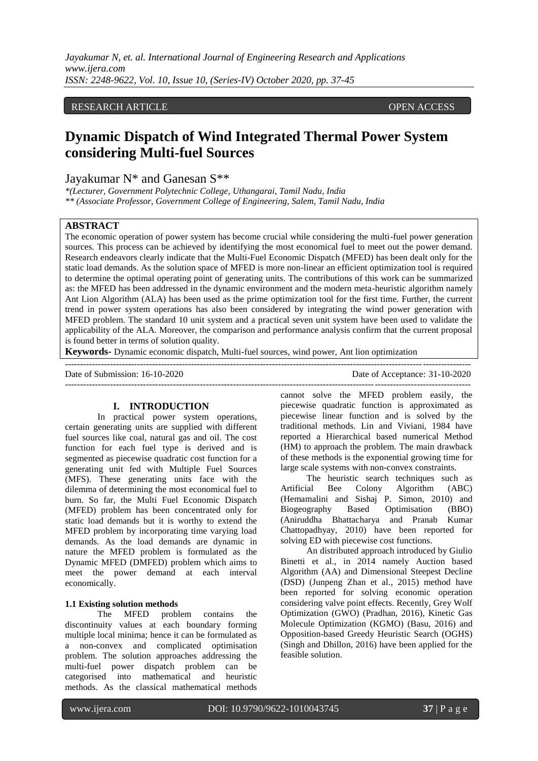RESEARCH ARTICLE OPEN ACCESS

# Dynamic Dispatch of Wind Integrated Thermal Power System considering Multi-fuel Sources

Jayakumar N* and Ganesan S**

*(Lecturer, Government Polytechnic College, Uthangarai, Tamil Nadu, India*

*** (Associate Professor, Government College of Engineering, Salem, Tamil Nadu, India*

## ABSTRACT

The economic operation of power system has become crucial while considering the multi-fuel power generation sources. This process can be achieved by identifying the most economical fuel to meet out the power demand. Research endeavors clearly indicate that the Multi-Fuel Economic Dispatch (MFED) has been dealt only for the static load demands. As the solution space of MFED is more non-linear an efficient optimization tool is required to determine the optimal operating point of generating units. The contributions of this work can be summarized as: the MFED has been addressed in the dynamic environment and the modern meta-heuristic algorithm namely Ant Lion Algorithm (ALA) has been used as the prime optimization tool for the first time. Further, the current trend in power system operations has also been considered by integrating the wind power generation with MFED problem. The standard 10 unit system and a practical seven unit system have been used to validate the applicability of the ALA. Moreover, the comparison and performance analysis confirm that the current proposal is found better in terms of solution quality.

**Keywords-** Dynamic economic dispatch, Multi-fuel sources, wind power, Ant lion optimization

Date of Submission: 16-10-2020 Date of Acceptance: 31-10-2020

## I. INTRODUCTION

In practical power system operations, certain generating units are supplied with different fuel sources like coal, natural gas and oil. The cost function for each fuel type is derived and is segmented as piecewise quadratic cost function for a generating unit fed with Multiple Fuel Sources (MFS). These generating units face with the dilemma of determining the most economical fuel to burn. So far, the Multi Fuel Economic Dispatch (MFED) problem has been concentrated only for static load demands but it is worthy to extend the MFED problem by incorporating time varying load demands. As the load demands are dynamic in nature the MFED problem is formulated as the Dynamic MFED (DMFED) problem which aims to meet the power demand at each interval economically.

### 1.1 Existing solution methods

The MFED problem contains the discontinuity values at each boundary forming multiple local minima; hence it can be formulated as a non-convex and complicated optimisation problem. The solution approaches addressing the multi-fuel power dispatch problem can be categorised into mathematical and heuristic methods. As the classical mathematical methods cannot solve the MFED problem easily, the piecewise quadratic function is approximated as piecewise linear function and is solved by the traditional methods. Lin and Viviani, 1984 have reported a Hierarchical based numerical Method (HM) to approach the problem. The main drawback of these methods is the exponential growing time for large scale systems with non-convex constraints.

The heuristic search techniques such as Artificial Bee Colony Algorithm (ABC) (Hemamalini and Sishaj P. Simon, 2010) and Biogeography Based Optimisation (BBO) (Aniruddha Bhattacharya and Pranab Kumar Chattopadhyay, 2010) have been reported for solving ED with piecewise cost functions.

An distributed approach introduced by Giulio Binetti et al., in 2014 namely Auction based Algorithm (AA) and Dimensional Steepest Decline (DSD) (Junpeng Zhan et al., 2015) method have been reported for solving economic operation considering valve point effects. Recently, Grey Wolf Optimization (GWO) (Pradhan, 2016), Kinetic Gas Molecule Optimization (KGMO) (Basu, 2016) and Opposition-based Greedy Heuristic Search (OGHS) (Singh and Dhillon, 2016) have been applied for the feasible solution.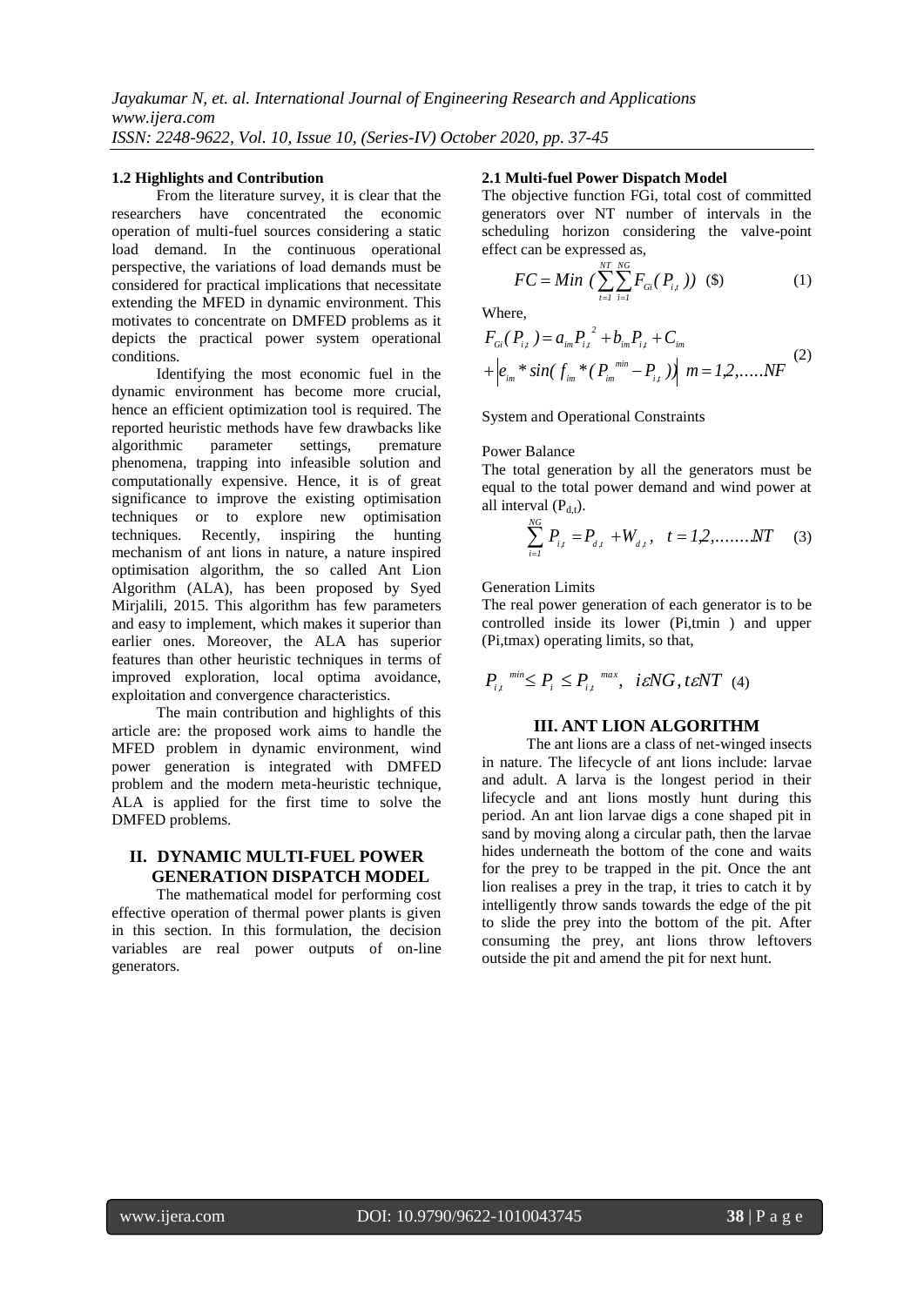### 1.2 Highlights and Contribution

From the literature survey, it is clear that the researchers have concentrated the economic operation of multi-fuel sources considering a static load demand. In the continuous operational perspective, the variations of load demands must be considered for practical implications that necessitate extending the MFED in dynamic environment. This motivates to concentrate on DMFED problems as it depicts the practical power system operational conditions.

Identifying the most economic fuel in the dynamic environment has become more crucial, hence an efficient optimization tool is required. The reported heuristic methods have few drawbacks like algorithmic parameter settings, premature phenomena, trapping into infeasible solution and computationally expensive. Hence, it is of great significance to improve the existing optimisation techniques or to explore new optimisation techniques. Recently, inspiring the hunting mechanism of ant lions in nature, a nature inspired optimisation algorithm, the so called Ant Lion Algorithm (ALA), has been proposed by Syed Mirjalili, 2015. This algorithm has few parameters and easy to implement, which makes it superior than earlier ones. Moreover, the ALA has superior features than other heuristic techniques in terms of improved exploration, local optima avoidance, exploitation and convergence characteristics.

The main contribution and highlights of this article are: the proposed work aims to handle the MFED problem in dynamic environment, wind power generation is integrated with DMFED problem and the modern meta-heuristic technique, ALA is applied for the first time to solve the DMFED problems.

## II. DYNAMIC MULTI-FUEL POWER GENERATION DISPATCH MODEL

The mathematical model for performing cost effective operation of thermal power plants is given in this section. In this formulation, the decision variables are real power outputs of on-line generators.

### 2.1 Multi-fuel Power Dispatch Model

The objective function FGi, total cost of committed generators over NT number of intervals in the scheduling horizon considering the valve-point effect can be expressed as,

$$FC = Min\ (\sum_{t=1}^{NT}\sum_{i=1}^{NG} F_{Gi}(P_{i,t}))\ (\$) \qquad (1)$$

Where,

$$F_{Gi}(P_{i,t}) = a_{im}P_{i,t}^{\ 2} + b_{im}P_{i,t} + C_{im} + \left|e_{im} * sin(f_{im} * (P_{im}^{\ min} - P_{i,t}))\right| \quad m = 1,2,.....NF \qquad (2)$$

System and Operational Constraints

Power Balance

The total generation by all the generators must be equal to the total power demand and wind power at all interval ($P_{d,t}$).

$$\sum_{i=1}^{NG} P_{i,t} = P_{d,t} + W_{d,t}, \quad t = 1,2,.......NT \qquad (3)$$

Generation Limits

The real power generation of each generator is to be controlled inside its lower (Pi,tmin ) and upper (Pi,tmax) operating limits, so that,

$$P_{i,t}^{\ min} \leq P_i \leq P_{i,t}^{\ max}, \quad i \varepsilon NG, t \varepsilon NT \quad (4)$$

## III. ANT LION ALGORITHM

The ant lions are a class of net-winged insects in nature. The lifecycle of ant lions include: larvae and adult. A larva is the longest period in their lifecycle and ant lions mostly hunt during this period. An ant lion larvae digs a cone shaped pit in sand by moving along a circular path, then the larvae hides underneath the bottom of the cone and waits for the prey to be trapped in the pit. Once the ant lion realises a prey in the trap, it tries to catch it by intelligently throw sands towards the edge of the pit to slide the prey into the bottom of the pit. After consuming the prey, ant lions throw leftovers outside the pit and amend the pit for next hunt.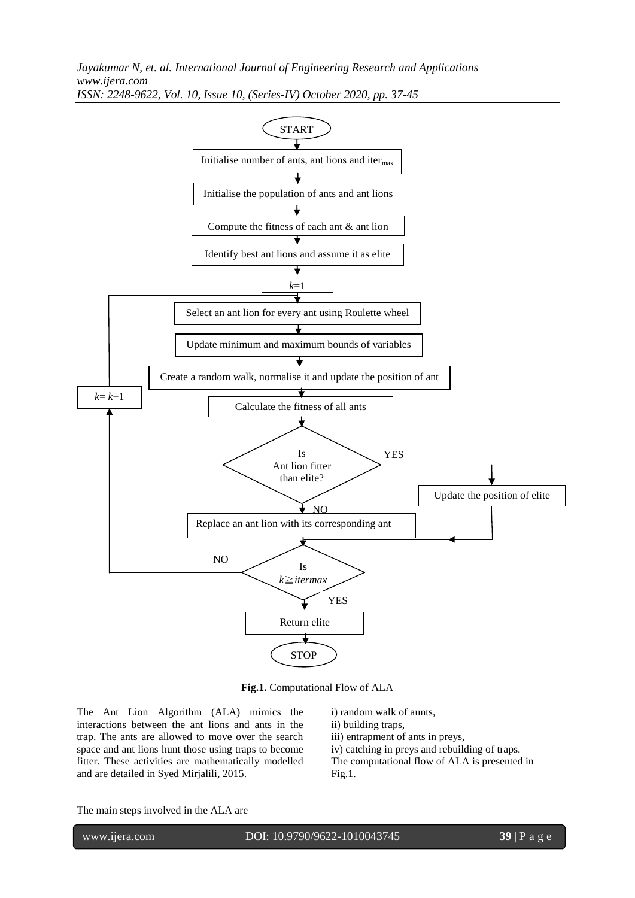START

Initialise number of ants, ant lions and $iter_{max}$

Initialise the population of ants and ant lions

Compute the fitness of each ant & ant lion

Identify best ant lions and assume it as elite

$k$=1

Select an ant lion for every ant using Roulette wheel

Update minimum and maximum bounds of variables

Create a random walk, normalise it and update the position of ant

Calculate the fitness of all ants

Is Ant lion fitter than elite? — YES: Update the position of elite; NO: Replace an ant lion with its corresponding ant

Is $k \geqq itermax$ — NO: $k = k+1$; YES: Return elite

STOP

**Fig.1.** Computational Flow of ALA

The Ant Lion Algorithm (ALA) mimics the interactions between the ant lions and ants in the trap. The ants are allowed to move over the search space and ant lions hunt those using traps to become fitter. These activities are mathematically modelled and are detailed in Syed Mirjalili, 2015.

The main steps involved in the ALA are

i) random walk of aunts,
ii) building traps,
iii) entrapment of ants in preys,
iv) catching in preys and rebuilding of traps.

The computational flow of ALA is presented in Fig.1.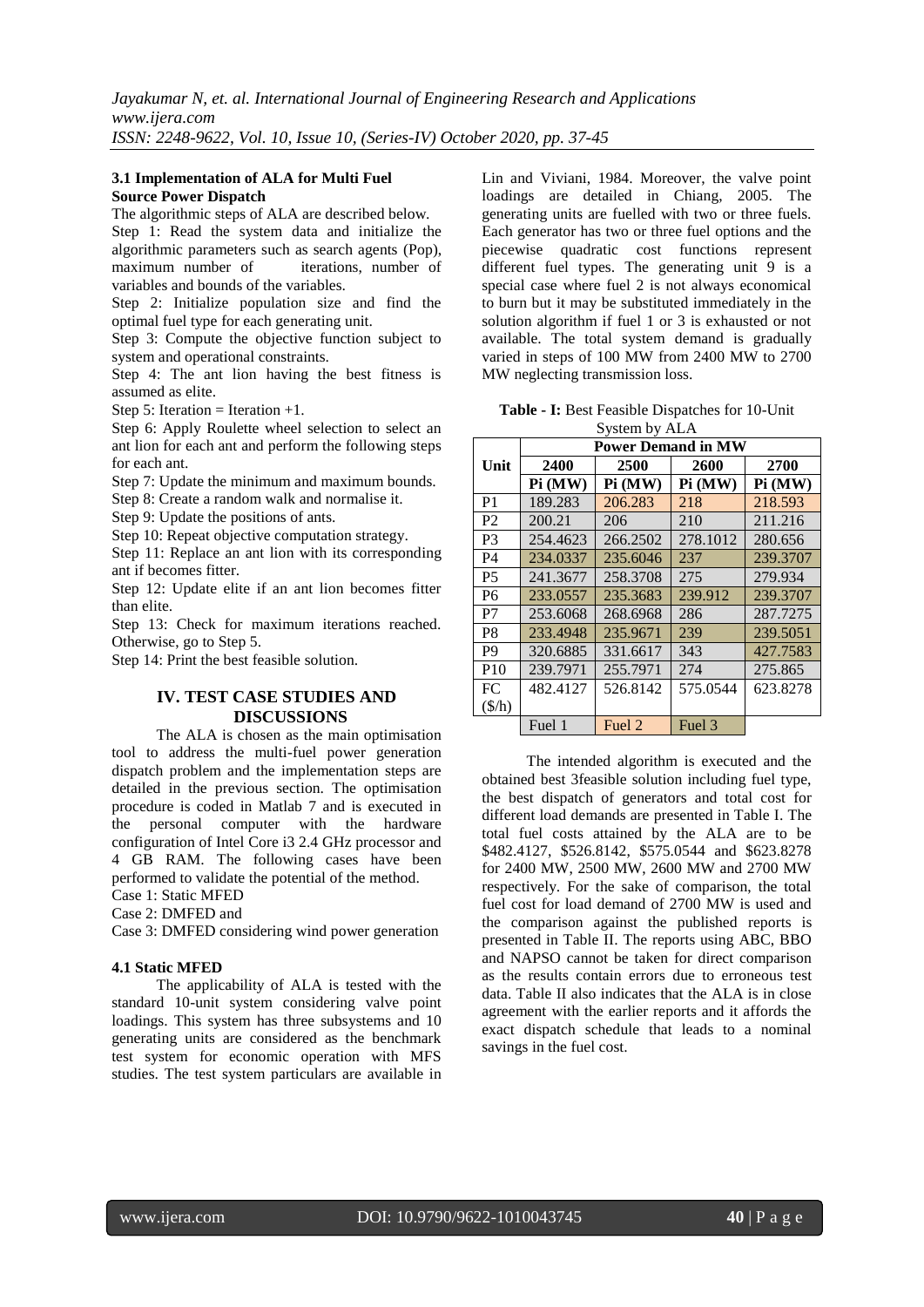### 3.1 Implementation of ALA for Multi Fuel Source Power Dispatch

The algorithmic steps of ALA are described below.

Step 1: Read the system data and initialize the algorithmic parameters such as search agents (Pop), maximum number of iterations, number of variables and bounds of the variables.

Step 2: Initialize population size and find the optimal fuel type for each generating unit.

Step 3: Compute the objective function subject to system and operational constraints.

Step 4: The ant lion having the best fitness is assumed as elite.

Step 5: Iteration = Iteration +1.

Step 6: Apply Roulette wheel selection to select an ant lion for each ant and perform the following steps for each ant.

Step 7: Update the minimum and maximum bounds.

Step 8: Create a random walk and normalise it.

Step 9: Update the positions of ants.

Step 10: Repeat objective computation strategy.

Step 11: Replace an ant lion with its corresponding ant if becomes fitter.

Step 12: Update elite if an ant lion becomes fitter than elite.

Step 13: Check for maximum iterations reached. Otherwise, go to Step 5.

Step 14: Print the best feasible solution.

## IV. TEST CASE STUDIES AND DISCUSSIONS

The ALA is chosen as the main optimisation tool to address the multi-fuel power generation dispatch problem and the implementation steps are detailed in the previous section. The optimisation procedure is coded in Matlab 7 and is executed in the personal computer with the hardware configuration of Intel Core i3 2.4 GHz processor and 4 GB RAM. The following cases have been performed to validate the potential of the method.

Case 1: Static MFED

Case 2: DMFED and

Case 3: DMFED considering wind power generation

### 4.1 Static MFED

The applicability of ALA is tested with the standard 10-unit system considering valve point loadings. This system has three subsystems and 10 generating units are considered as the benchmark test system for economic operation with MFS studies. The test system particulars are available in Lin and Viviani, 1984. Moreover, the valve point loadings are detailed in Chiang, 2005. The generating units are fuelled with two or three fuels. Each generator has two or three fuel options and the piecewise quadratic cost functions represent different fuel types. The generating unit 9 is a special case where fuel 2 is not always economical to burn but it may be substituted immediately in the solution algorithm if fuel 1 or 3 is exhausted or not available. The total system demand is gradually varied in steps of 100 MW from 2400 MW to 2700 MW neglecting transmission loss.

**Table - I:** Best Feasible Dispatches for 10-Unit System by ALA

| Unit | Power Demand in MW | | | |
|---|---|---|---|---|
| | 2400 | 2500 | 2600 | 2700 |
| | Pi (MW) | Pi (MW) | Pi (MW) | Pi (MW) |
| P1 | 189.283 | 206.283 | 218 | 218.593 |
| P2 | 200.21 | 206 | 210 | 211.216 |
| P3 | 254.4623 | 266.2502 | 278.1012 | 280.656 |
| P4 | 234.0337 | 235.6046 | 237 | 239.3707 |
| P5 | 241.3677 | 258.3708 | 275 | 279.934 |
| P6 | 233.0557 | 235.3683 | 239.912 | 239.3707 |
| P7 | 253.6068 | 268.6968 | 286 | 287.7275 |
| P8 | 233.4948 | 235.9671 | 239 | 239.5051 |
| P9 | 320.6885 | 331.6617 | 343 | 427.7583 |
| P10 | 239.7971 | 255.7971 | 274 | 275.865 |
| FC ($/h) | 482.4127 | 526.8142 | 575.0544 | 623.8278 |
| | Fuel 1 | Fuel 2 | Fuel 3 | |

The intended algorithm is executed and the obtained best 3feasible solution including fuel type, the best dispatch of generators and total cost for different load demands are presented in Table I. The total fuel costs attained by the ALA are to be $482.4127, $526.8142, $575.0544 and $623.8278 for 2400 MW, 2500 MW, 2600 MW and 2700 MW respectively. For the sake of comparison, the total fuel cost for load demand of 2700 MW is used and the comparison against the published reports is presented in Table II. The reports using ABC, BBO and NAPSO cannot be taken for direct comparison as the results contain errors due to erroneous test data. Table II also indicates that the ALA is in close agreement with the earlier reports and it affords the exact dispatch schedule that leads to a nominal savings in the fuel cost.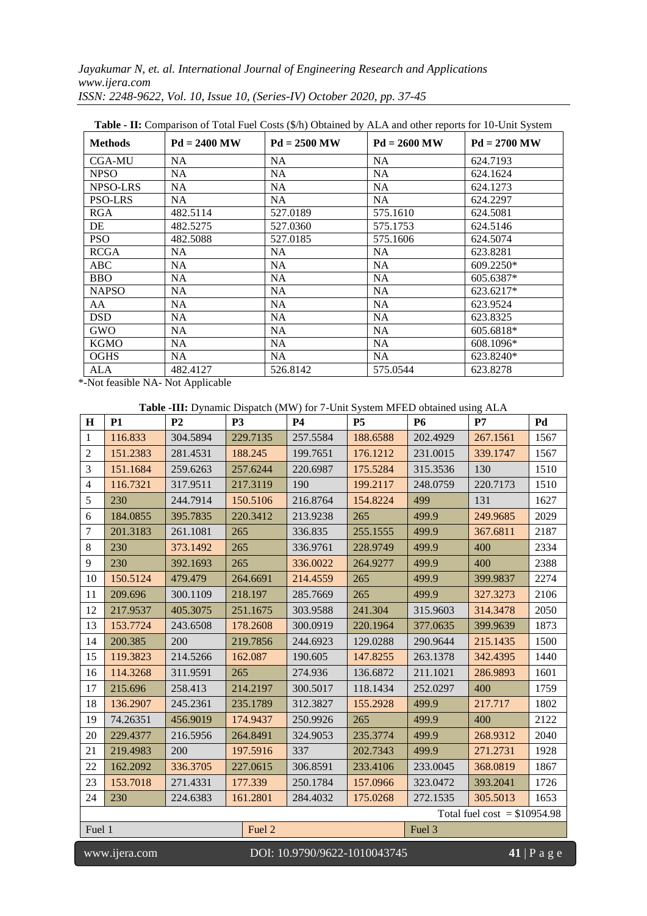**Table - II:** Comparison of Total Fuel Costs ($/h) Obtained by ALA and other reports for 10-Unit System

| Methods | Pd = 2400 MW | Pd = 2500 MW | Pd = 2600 MW | Pd = 2700 MW |
|---|---|---|---|---|
| CGA-MU | NA | NA | NA | 624.7193 |
| NPSO | NA | NA | NA | 624.1624 |
| NPSO-LRS | NA | NA | NA | 624.1273 |
| PSO-LRS | NA | NA | NA | 624.2297 |
| RGA | 482.5114 | 527.0189 | 575.1610 | 624.5081 |
| DE | 482.5275 | 527.0360 | 575.1753 | 624.5146 |
| PSO | 482.5088 | 527.0185 | 575.1606 | 624.5074 |
| RCGA | NA | NA | NA | 623.8281 |
| ABC | NA | NA | NA | 609.2250* |
| BBO | NA | NA | NA | 605.6387* |
| NAPSO | NA | NA | NA | 623.6217* |
| AA | NA | NA | NA | 623.9524 |
| DSD | NA | NA | NA | 623.8325 |
| GWO | NA | NA | NA | 605.6818* |
| KGMO | NA | NA | NA | 608.1096* |
| OGHS | NA | NA | NA | 623.8240* |
| ALA | 482.4127 | 526.8142 | 575.0544 | 623.8278 |

*-Not feasible NA- Not Applicable

**Table -III:** Dynamic Dispatch (MW) for 7-Unit System MFED obtained using ALA

| H | P1 | P2 | P3 | P4 | P5 | P6 | P7 | Pd |
|---|---|---|---|---|---|---|---|---|
| 1 | 116.833 | 304.5894 | 229.7135 | 257.5584 | 188.6588 | 202.4929 | 267.1561 | 1567 |
| 2 | 151.2383 | 281.4531 | 188.245 | 199.7651 | 176.1212 | 231.0015 | 339.1747 | 1567 |
| 3 | 151.1684 | 259.6263 | 257.6244 | 220.6987 | 175.5284 | 315.3536 | 130 | 1510 |
| 4 | 116.7321 | 317.9511 | 217.3119 | 190 | 199.2117 | 248.0759 | 220.7173 | 1510 |
| 5 | 230 | 244.7914 | 150.5106 | 216.8764 | 154.8224 | 499 | 131 | 1627 |
| 6 | 184.0855 | 395.7835 | 220.3412 | 213.9238 | 265 | 499.9 | 249.9685 | 2029 |
| 7 | 201.3183 | 261.1081 | 265 | 336.835 | 255.1555 | 499.9 | 367.6811 | 2187 |
| 8 | 230 | 373.1492 | 265 | 336.9761 | 228.9749 | 499.9 | 400 | 2334 |
| 9 | 230 | 392.1693 | 265 | 336.0022 | 264.9277 | 499.9 | 400 | 2388 |
| 10 | 150.5124 | 479.479 | 264.6691 | 214.4559 | 265 | 499.9 | 399.9837 | 2274 |
| 11 | 209.696 | 300.1109 | 218.197 | 285.7669 | 265 | 499.9 | 327.3273 | 2106 |
| 12 | 217.9537 | 405.3075 | 251.1675 | 303.9588 | 241.304 | 315.9603 | 314.3478 | 2050 |
| 13 | 153.7724 | 243.6508 | 178.2608 | 300.0919 | 220.1964 | 377.0635 | 399.9639 | 1873 |
| 14 | 200.385 | 200 | 219.7856 | 244.6923 | 129.0288 | 290.9644 | 215.1435 | 1500 |
| 15 | 119.3823 | 214.5266 | 162.087 | 190.605 | 147.8255 | 263.1378 | 342.4395 | 1440 |
| 16 | 114.3268 | 311.9591 | 265 | 274.936 | 136.6872 | 211.1021 | 286.9893 | 1601 |
| 17 | 215.696 | 258.413 | 214.2197 | 300.5017 | 118.1434 | 252.0297 | 400 | 1759 |
| 18 | 136.2907 | 245.2361 | 235.1789 | 312.3827 | 155.2928 | 499.9 | 217.717 | 1802 |
| 19 | 74.26351 | 456.9019 | 174.9437 | 250.9926 | 265 | 499.9 | 400 | 2122 |
| 20 | 229.4377 | 216.5956 | 264.8491 | 324.9053 | 235.3774 | 499.9 | 268.9312 | 2040 |
| 21 | 219.4983 | 200 | 197.5916 | 337 | 202.7343 | 499.9 | 271.2731 | 1928 |
| 22 | 162.2092 | 336.3705 | 227.0615 | 306.8591 | 233.4106 | 233.0045 | 368.0819 | 1867 |
| 23 | 153.7018 | 271.4331 | 177.339 | 250.1784 | 157.0966 | 323.0472 | 393.2041 | 1726 |
| 24 | 230 | 224.6383 | 161.2801 | 284.4032 | 175.0268 | 272.1535 | 305.5013 | 1653 |
| | | | | | | | Total fuel cost = $10954.98 | |
| Fuel 1 | | | Fuel 2 | | | Fuel 3 | | |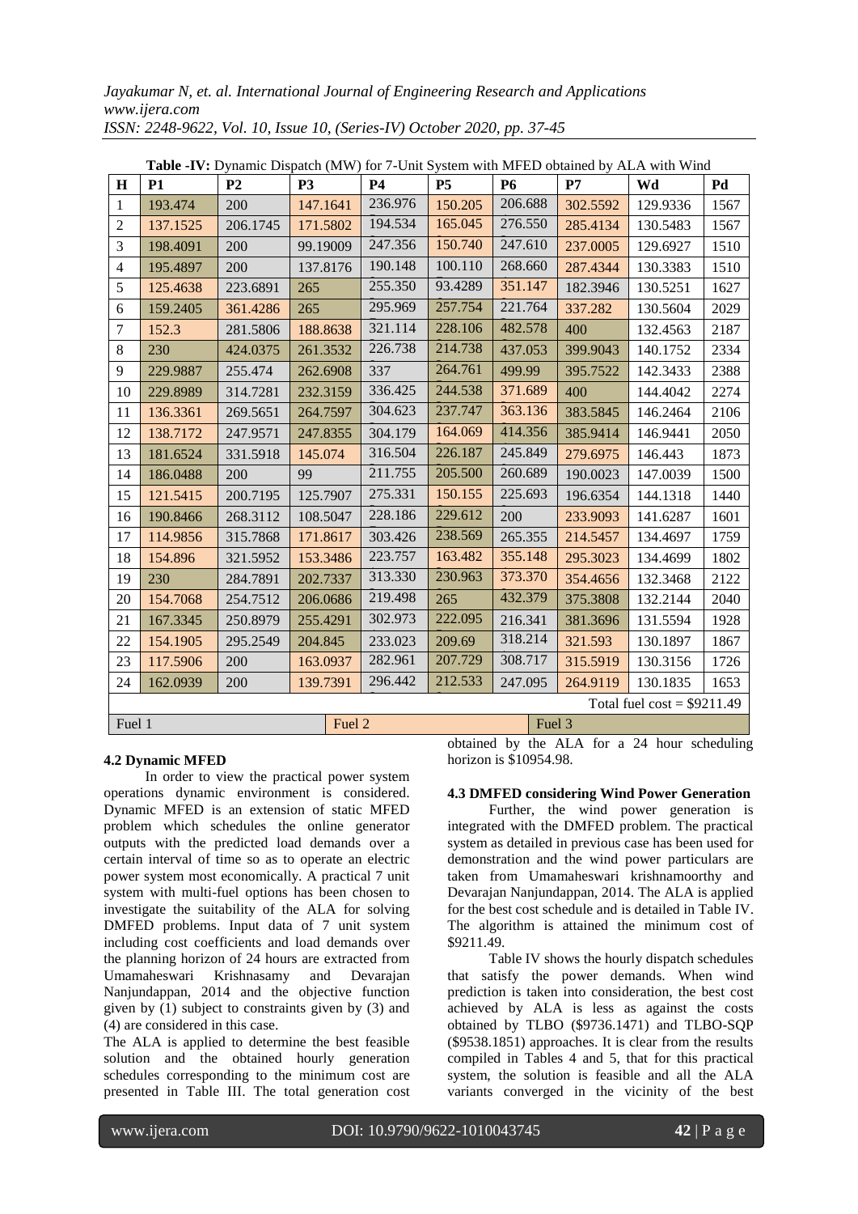**Table -IV:** Dynamic Dispatch (MW) for 7-Unit System with MFED obtained by ALA with Wind

| H | P1 | P2 | P3 | P4 | P5 | P6 | P7 | Wd | Pd |
|---|---|---|---|---|---|---|---|---|---|
| 1 | 193.474 | 200 | 147.1641 | 236.976 | 150.205 | 206.688 | 302.5592 | 129.9336 | 1567 |
| 2 | 137.1525 | 206.1745 | 171.5802 | 194.534 | 165.045 | 276.550 | 285.4134 | 130.5483 | 1567 |
| 3 | 198.4091 | 200 | 99.19009 | 247.356 | 150.740 | 247.610 | 237.0005 | 129.6927 | 1510 |
| 4 | 195.4897 | 200 | 137.8176 | 190.148 | 100.110 | 268.660 | 287.4344 | 130.3383 | 1510 |
| 5 | 125.4638 | 223.6891 | 265 | 255.350 | 93.4289 | 351.147 | 182.3946 | 130.5251 | 1627 |
| 6 | 159.2405 | 361.4286 | 265 | 295.969 | 257.754 | 221.764 | 337.282 | 130.5604 | 2029 |
| 7 | 152.3 | 281.5806 | 188.8638 | 321.114 | 228.106 | 482.578 | 400 | 132.4563 | 2187 |
| 8 | 230 | 424.0375 | 261.3532 | 226.738 | 214.738 | 437.053 | 399.9043 | 140.1752 | 2334 |
| 9 | 229.9887 | 255.474 | 262.6908 | 337 | 264.761 | 499.99 | 395.7522 | 142.3433 | 2388 |
| 10 | 229.8989 | 314.7281 | 232.3159 | 336.425 | 244.538 | 371.689 | 400 | 144.4042 | 2274 |
| 11 | 136.3361 | 269.5651 | 264.7597 | 304.623 | 237.747 | 363.136 | 383.5845 | 146.2464 | 2106 |
| 12 | 138.7172 | 247.9571 | 247.8355 | 304.179 | 164.069 | 414.356 | 385.9414 | 146.9441 | 2050 |
| 13 | 181.6524 | 331.5918 | 145.074 | 316.504 | 226.187 | 245.849 | 279.6975 | 146.443 | 1873 |
| 14 | 186.0488 | 200 | 99 | 211.755 | 205.500 | 260.689 | 190.0023 | 147.0039 | 1500 |
| 15 | 121.5415 | 200.7195 | 125.7907 | 275.331 | 150.155 | 225.693 | 196.6354 | 144.1318 | 1440 |
| 16 | 190.8466 | 268.3112 | 108.5047 | 228.186 | 229.612 | 200 | 233.9093 | 141.6287 | 1601 |
| 17 | 114.9856 | 315.7868 | 171.8617 | 303.426 | 238.569 | 265.355 | 214.5457 | 134.4697 | 1759 |
| 18 | 154.896 | 321.5952 | 153.3486 | 223.757 | 163.482 | 355.148 | 295.3023 | 134.4699 | 1802 |
| 19 | 230 | 284.7891 | 202.7337 | 313.330 | 230.963 | 373.370 | 354.4656 | 132.3468 | 2122 |
| 20 | 154.7068 | 254.7512 | 206.0686 | 219.498 | 265 | 432.379 | 375.3808 | 132.2144 | 2040 |
| 21 | 167.3345 | 250.8979 | 255.4291 | 302.973 | 222.095 | 216.341 | 381.3696 | 131.5594 | 1928 |
| 22 | 154.1905 | 295.2549 | 204.845 | 233.023 | 209.69 | 318.214 | 321.593 | 130.1897 | 1867 |
| 23 | 117.5906 | 200 | 163.0937 | 282.961 | 207.729 | 308.717 | 315.5919 | 130.3156 | 1726 |
| 24 | 162.0939 | 200 | 139.7391 | 296.442 | 212.533 | 247.095 | 264.9119 | 130.1835 | 1653 |
| | | | | | | | Total fuel cost = $9211.49 | | |
| Fuel 1 | | | Fuel 2 | | | Fuel 3 | | | |

### 4.2 Dynamic MFED

In order to view the practical power system operations dynamic environment is considered. Dynamic MFED is an extension of static MFED problem which schedules the online generator outputs with the predicted load demands over a certain interval of time so as to operate an electric power system most economically. A practical 7 unit system with multi-fuel options has been chosen to investigate the suitability of the ALA for solving DMFED problems. Input data of 7 unit system including cost coefficients and load demands over the planning horizon of 24 hours are extracted from Umamaheswari Krishnasamy and Devarajan Nanjundappan, 2014 and the objective function given by (1) subject to constraints given by (3) and (4) are considered in this case.

The ALA is applied to determine the best feasible solution and the obtained hourly generation schedules corresponding to the minimum cost are presented in Table III. The total generation cost obtained by the ALA for a 24 hour scheduling horizon is $10954.98.

### 4.3 DMFED considering Wind Power Generation

Further, the wind power generation is integrated with the DMFED problem. The practical system as detailed in previous case has been used for demonstration and the wind power particulars are taken from Umamaheswari krishnamoorthy and Devarajan Nanjundappan, 2014. The ALA is applied for the best cost schedule and is detailed in Table IV. The algorithm is attained the minimum cost of $9211.49.

Table IV shows the hourly dispatch schedules that satisfy the power demands. When wind prediction is taken into consideration, the best cost achieved by ALA is less as against the costs obtained by TLBO ($9736.1471) and TLBO-SQP ($9538.1851) approaches. It is clear from the results compiled in Tables 4 and 5, that for this practical system, the solution is feasible and all the ALA variants converged in the vicinity of the best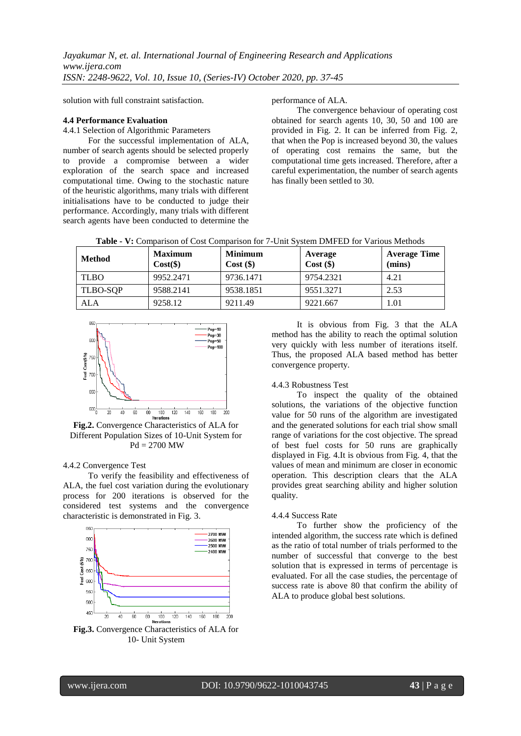solution with full constraint satisfaction.

### 4.4 Performance Evaluation

4.4.1 Selection of Algorithmic Parameters

For the successful implementation of ALA, number of search agents should be selected properly to provide a compromise between a wider exploration of the search space and increased computational time. Owing to the stochastic nature of the heuristic algorithms, many trials with different initialisations have to be conducted to judge their performance. Accordingly, many trials with different search agents have been conducted to determine the performance of ALA.

The convergence behaviour of operating cost obtained for search agents 10, 30, 50 and 100 are provided in Fig. 2. It can be inferred from Fig. 2, that when the Pop is increased beyond 30, the values of operating cost remains the same, but the computational time gets increased. Therefore, after a careful experimentation, the number of search agents has finally been settled to 30.

**Table - V:** Comparison of Cost Comparison for 7-Unit System DMFED for Various Methods

| Method | Maximum Cost($) | Minimum Cost ($) | Average Cost ($) | Average Time (mins) |
|---|---|---|---|---|
| TLBO | 9952.2471 | 9736.1471 | 9754.2321 | 4.21 |
| TLBO-SQP | 9588.2141 | 9538.1851 | 9551.3271 | 2.53 |
| ALA | 9258.12 | 9211.49 | 9221.667 | 1.01 |

**Fig.2.** Convergence Characteristics of ALA for Different Population Sizes of 10-Unit System for Pd = 2700 MW

4.4.2 Convergence Test

To verify the feasibility and effectiveness of ALA, the fuel cost variation during the evolutionary process for 200 iterations is observed for the considered test systems and the convergence characteristic is demonstrated in Fig. 3.

**Fig.3.** Convergence Characteristics of ALA for 10- Unit System

It is obvious from Fig. 3 that the ALA method has the ability to reach the optimal solution very quickly with less number of iterations itself. Thus, the proposed ALA based method has better convergence property.

4.4.3 Robustness Test

To inspect the quality of the obtained solutions, the variations of the objective function value for 50 runs of the algorithm are investigated and the generated solutions for each trial show small range of variations for the cost objective. The spread of best fuel costs for 50 runs are graphically displayed in Fig. 4.It is obvious from Fig. 4, that the values of mean and minimum are closer in economic operation. This description clears that the ALA provides great searching ability and higher solution quality.

4.4.4 Success Rate

To further show the proficiency of the intended algorithm, the success rate which is defined as the ratio of total number of trials performed to the number of successful that converge to the best solution that is expressed in terms of percentage is evaluated. For all the case studies, the percentage of success rate is above 80 that confirm the ability of ALA to produce global best solutions.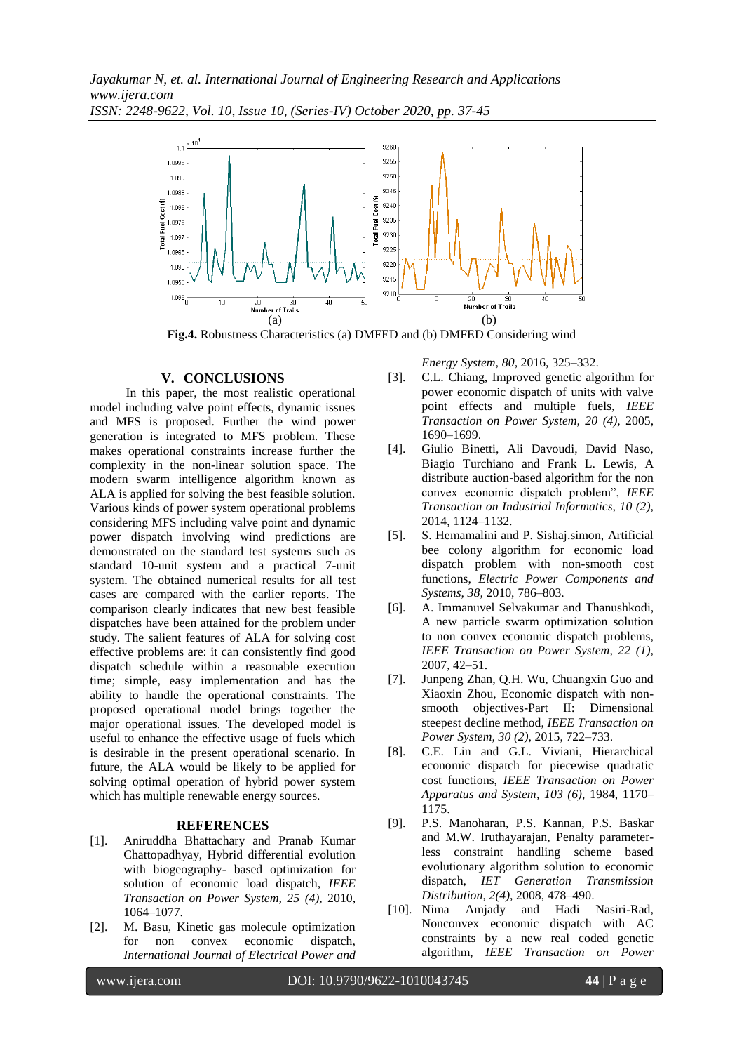(a) (b)

**Fig.4.** Robustness Characteristics (a) DMFED and (b) DMFED Considering wind

## V. CONCLUSIONS

In this paper, the most realistic operational model including valve point effects, dynamic issues and MFS is proposed. Further the wind power generation is integrated to MFS problem. These makes operational constraints increase further the complexity in the non-linear solution space. The modern swarm intelligence algorithm known as ALA is applied for solving the best feasible solution. Various kinds of power system operational problems considering MFS including valve point and dynamic power dispatch involving wind predictions are demonstrated on the standard test systems such as standard 10-unit system and a practical 7-unit system. The obtained numerical results for all test cases are compared with the earlier reports. The comparison clearly indicates that new best feasible dispatches have been attained for the problem under study. The salient features of ALA for solving cost effective problems are: it can consistently find good dispatch schedule within a reasonable execution time; simple, easy implementation and has the ability to handle the operational constraints. The proposed operational model brings together the major operational issues. The developed model is useful to enhance the effective usage of fuels which is desirable in the present operational scenario. In future, the ALA would be likely to be applied for solving optimal operation of hybrid power system which has multiple renewable energy sources.

## REFERENCES

[1]. Aniruddha Bhattachary and Pranab Kumar Chattopadhyay, Hybrid differential evolution with biogeography- based optimization for solution of economic load dispatch, *IEEE Transaction on Power System, 25 (4)*, 2010, 1064–1077.

[2]. M. Basu, Kinetic gas molecule optimization for non convex economic dispatch, *International Journal of Electrical Power and Energy System, 80*, 2016, 325–332.

[3]. C.L. Chiang, Improved genetic algorithm for power economic dispatch of units with valve point effects and multiple fuels, *IEEE Transaction on Power System, 20 (4)*, 2005, 1690–1699.

[4]. Giulio Binetti, Ali Davoudi, David Naso, Biagio Turchiano and Frank L. Lewis, A distribute auction-based algorithm for the non convex economic dispatch problem", *IEEE Transaction on Industrial Informatics, 10 (2)*, 2014, 1124–1132.

[5]. S. Hemamalini and P. Sishaj.simon, Artificial bee colony algorithm for economic load dispatch problem with non-smooth cost functions, *Electric Power Components and Systems, 38*, 2010, 786–803.

[6]. A. Immanuvel Selvakumar and Thanushkodi, A new particle swarm optimization solution to non convex economic dispatch problems, *IEEE Transaction on Power System, 22 (1)*, 2007, 42–51.

[7]. Junpeng Zhan, Q.H. Wu, Chuangxin Guo and Xiaoxin Zhou, Economic dispatch with non-smooth objectives-Part II: Dimensional steepest decline method, *IEEE Transaction on Power System, 30 (2)*, 2015, 722–733.

[8]. C.E. Lin and G.L. Viviani, Hierarchical economic dispatch for piecewise quadratic cost functions, *IEEE Transaction on Power Apparatus and System, 103 (6)*, 1984, 1170–1175.

[9]. P.S. Manoharan, P.S. Kannan, P.S. Baskar and M.W. Iruthayarajan, Penalty parameter-less constraint handling scheme based evolutionary algorithm solution to economic dispatch, *IET Generation Transmission Distribution, 2(4)*, 2008, 478–490.

[10]. Nima Amjady and Hadi Nasiri-Rad, Nonconvex economic dispatch with AC constraints by a new real coded genetic algorithm, *IEEE Transaction on Power*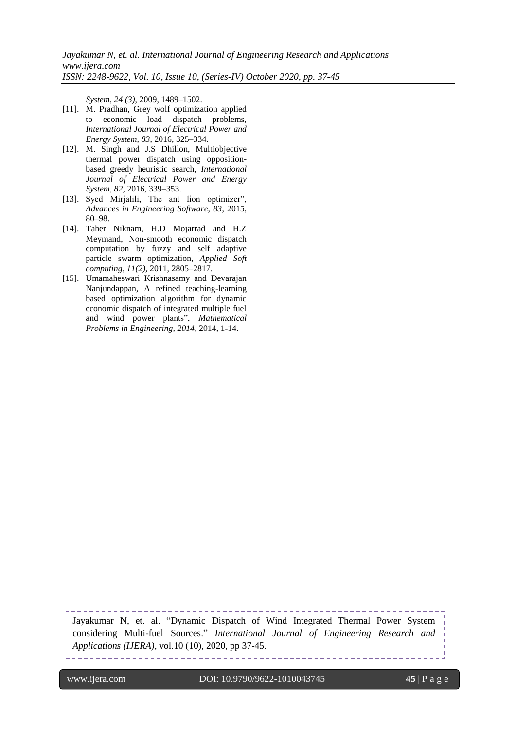*System, 24 (3)*, 2009, 1489–1502.

[11]. M. Pradhan, Grey wolf optimization applied to economic load dispatch problems, *International Journal of Electrical Power and Energy System, 83*, 2016, 325–334.

[12]. M. Singh and J.S Dhillon, Multiobjective thermal power dispatch using opposition-based greedy heuristic search, *International Journal of Electrical Power and Energy System, 82*, 2016, 339–353.

[13]. Syed Mirjalili, The ant lion optimizer", *Advances in Engineering Software, 83*, 2015, 80–98.

[14]. Taher Niknam, H.D Mojarrad and H.Z Meymand, Non-smooth economic dispatch computation by fuzzy and self adaptive particle swarm optimization, *Applied Soft computing, 11(2)*, 2011, 2805–2817.

[15]. Umamaheswari Krishnasamy and Devarajan Nanjundappan, A refined teaching-learning based optimization algorithm for dynamic economic dispatch of integrated multiple fuel and wind power plants", *Mathematical Problems in Engineering, 2014*, 2014, 1-14.

Jayakumar N, et. al. "Dynamic Dispatch of Wind Integrated Thermal Power System considering Multi-fuel Sources." *International Journal of Engineering Research and Applications (IJERA)*, vol.10 (10), 2020, pp 37-45.